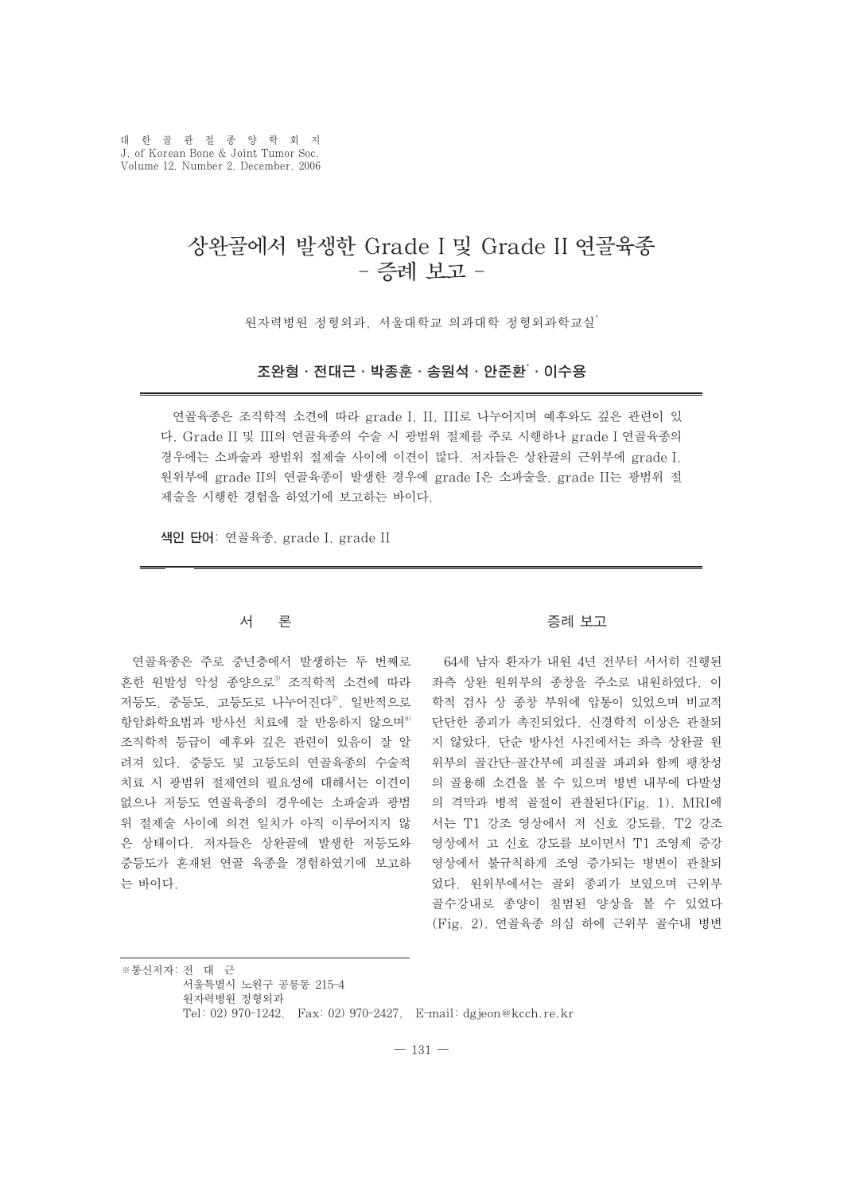# 상완골에서 발생한 Grade I 및 Grade II 연골육종 - 증례 보고 -

원자력병원 정형외과, 서울대학교 의과대학 정형외과학교실*

**조완형 · 전대근 · 박종훈 · 송원석 · 안준환* · 이수용**

연골육종은 조직학적 소견에 따라 grade I, II, III로 나누어지며 예후와도 깊은 관련이 있다. Grade II 및 III의 연골육종의 수술 시 광범위 절제를 주로 시행하나 grade I 연골육종의 경우에는 소파술과 광범위 절제술 사이에 이견이 많다. 저자들은 상완골의 근위부에 grade I, 원위부에 grade II의 연골육종이 발생한 경우에 grade I은 소파술을, grade II는 광범위 절제술을 시행한 경험을 하였기에 보고하는 바이다.

**색인 단어**: 연골육종, grade I, grade II

## 서 론

연골육종은 주로 중년층에서 발생하는 두 번째로 흔한 원발성 악성 종양으로[3] 조직학적 소견에 따라 저등도, 중등도, 고등도로 나누어진다[2]. 일반적으로 항암화학요법과 방사선 치료에 잘 반응하지 않으며[8] 조직학적 등급이 예후와 깊은 관련이 있음이 잘 알려져 있다. 중등도 및 고등도의 연골육종의 수술적 치료 시 광범위 절제연의 필요성에 대해서는 이견이 없으나 저등도 연골육종의 경우에는 소파술과 광범위 절제술 사이에 의견 일치가 아직 이루어지지 않은 상태이다. 저자들은 상완골에 발생한 저등도와 중등도가 혼재된 연골 육종을 경험하였기에 보고하는 바이다.

## 증례 보고

64세 남자 환자가 내원 4년 전부터 서서히 진행된 좌측 상완 원위부의 종창을 주소로 내원하였다. 이학적 검사 상 종창 부위에 압통이 있었으며 비교적 단단한 종괴가 촉진되었다. 신경학적 이상은 관찰되지 않았다. 단순 방사선 사진에서는 좌측 상완골 원위부의 골간단-골간부에 피질골 파괴와 함께 팽창성의 골용해 소견을 볼 수 있으며 병변 내부에 다발성의 격막과 병적 골절이 관찰된다(Fig. 1). MRI에서는 T1 강조 영상에서 저 신호 강도를, T2 강조 영상에서 고 신호 강도를 보이면서 T1 조영제 증강 영상에서 불규칙하게 조영 증가되는 병변이 관찰되었다. 원위부에서는 골외 종괴가 보였으며 근위부 골수강내로 종양이 침범된 양상을 볼 수 있었다(Fig. 2). 연골육종 의심 하에 근위부 골수내 병변

※통신저자: 전 대 근
서울특별시 노원구 공릉동 215-4
원자력병원 정형외과
Tel: 02) 970-1242, Fax: 02) 970-2427, E-mail: dgjeon@kcch.re.kr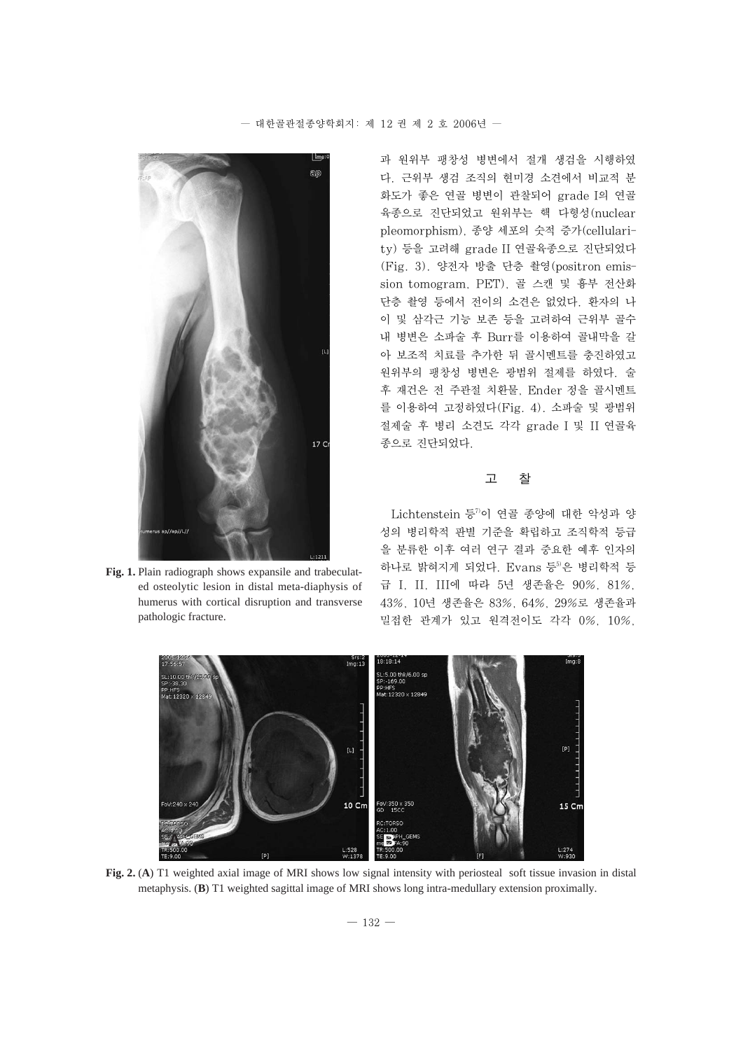과 원위부 팽창성 병변에서 절개 생검을 시행하였다. 근위부 생검 조직의 현미경 소견에서 비교적 분화도가 좋은 연골 병변이 관찰되어 grade I의 연골육종으로 진단되었고 원위부는 핵 다형성(nuclear pleomorphism), 종양 세포의 숫적 증가(cellularity) 등을 고려해 grade II 연골육종으로 진단되었다(Fig. 3). 양전자 방출 단층 촬영(positron emission tomogram, PET), 골 스캔 및 흉부 전산화단층 촬영 등에서 전이의 소견은 없었다. 환자의 나이 및 삼각근 기능 보존 등을 고려하여 근위부 골수내 병변은 소파술 후 Burr를 이용하여 골내막을 갈아 보조적 치료를 추가한 뒤 골시멘트를 충진하였고 원위부의 팽창성 병변은 광범위 절제를 하였다. 술 후 재건은 전 주관절 치환물, Ender 정을 골시멘트를 이용하여 고정하였다(Fig. 4). 소파술 및 광범위 절제술 후 병리 소견도 각각 grade I 및 II 연골육종으로 진단되었다.

Fig. 1. Plain radiograph shows expansile and trabeculated osteolytic lesion in distal meta-diaphysis of humerus with cortical disruption and transverse pathologic fracture.

## 고 찰

Lichtenstein 등[7]이 연골 종양에 대한 악성과 양성의 병리학적 판별 기준을 확립하고 조직학적 등급을 분류한 이후 여러 연구 결과 중요한 예후 인자의 하나로 밝혀지게 되었다. Evans 등[5]은 병리학적 등급 I, II, III에 따라 5년 생존율은 90%, 81%, 43%, 10년 생존율은 83%, 64%, 29%로 생존율과 밀접한 관계가 있고 원격전이도 각각 0%, 10%,

Fig. 2. (A) T1 weighted axial image of MRI shows low signal intensity with periosteal soft tissue invasion in distal metaphysis. (B) T1 weighted sagittal image of MRI shows long intra-medullary extension proximally.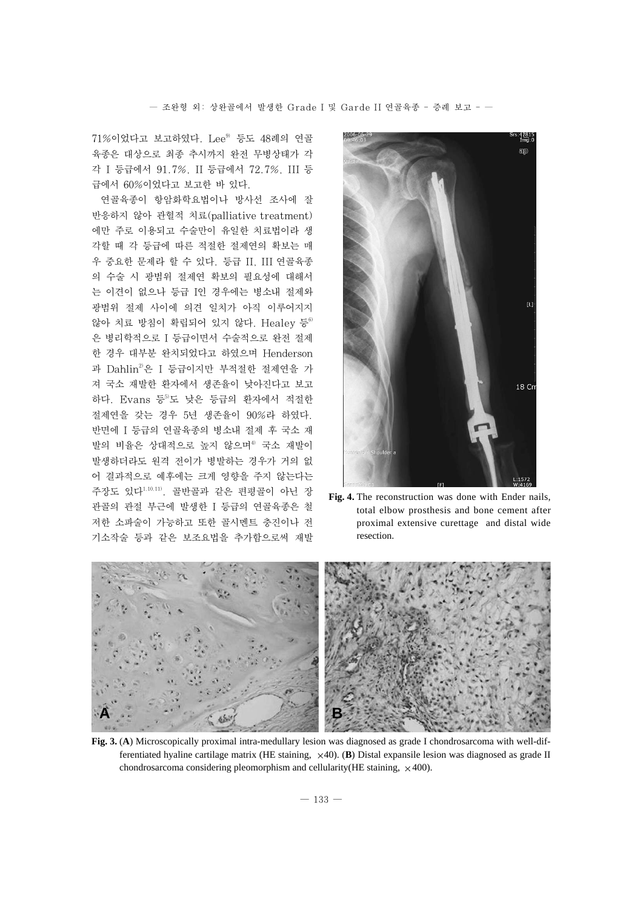71%이었다고 보고하였다. Lee[9] 등도 48례의 연골육종은 대상으로 최종 추시까지 완전 무병상태가 각각 I 등급에서 91.7%, II 등급에서 72.7%, III 등급에서 60%이었다고 보고한 바 있다.

연골육종이 항암화학요법이나 방사선 조사에 잘 반응하지 않아 관혈적 치료(palliative treatment)에만 주로 이용되고 수술만이 유일한 치료법이라 생각할 때 각 등급에 따른 적절한 절제연의 확보는 매우 중요한 문제라 할 수 있다. 등급 II, III 연골육종의 수술 시 광범위 절제연 확보의 필요성에 대해서는 이견이 없으나 등급 I인 경우에는 병소내 절제와 광범위 절제 사이에 의견 일치가 아직 이루어지지 않아 치료 방침이 확립되어 있지 않다. Healey 등[6]은 병리학적으로 I 등급이면서 수술적으로 완전 절제한 경우 대부분 완치되었다고 하였으며 Henderson과 Dahlin[2]은 I 등급이지만 부적절한 절제연을 가져 국소 재발한 환자에서 생존율이 낮아진다고 보고하다. Evans 등[5]도 낮은 등급의 환자에서 적절한 절제연을 갖는 경우 5년 생존율이 90%라 하였다. 반면에 I 등급의 연골육종의 병소내 절제 후 국소 재발의 비율은 상대적으로 높지 않으며[4] 국소 재발이 발생하더라도 원격 전이가 병발하는 경우가 거의 없어 결과적으로 예후에는 크게 영향을 주지 않는다는 주장도 있다[1,10,11]. 골반골과 같은 편평골이 아닌 장관골의 관절 부근에 발생한 I 등급의 연골육종은 철저한 소파술이 가능하고 또한 골시멘트 충진이나 전기소작술 등과 같은 보조요법을 추가함으로써 재발

**Fig. 4.** The reconstruction was done with Ender nails, total elbow prosthesis and bone cement after proximal extensive curettage and distal wide resection.

**Fig. 3.** (**A**) Microscopically proximal intra-medullary lesion was diagnosed as grade I chondrosarcoma with well-differentiated hyaline cartilage matrix (HE staining, ×40). (**B**) Distal expansile lesion was diagnosed as grade II chondrosarcoma considering pleomorphism and cellularity(HE staining, ×400).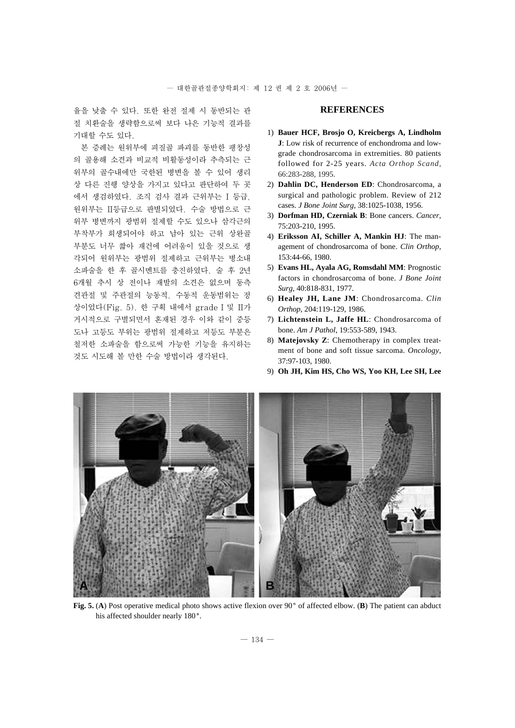율을 낮출 수 있다. 또한 완전 절제 시 동반되는 관절 치환술을 생략함으로써 보다 나은 기능적 결과를 기대할 수도 있다.

본 증례는 원위부에 피질골 파괴를 동반한 팽창성의 골용해 소견과 비교적 비활동성이라 추측되는 근위부의 골수내에만 국한된 병변을 볼 수 있어 생리상 다른 진행 양상을 가지고 있다고 판단하여 두 곳에서 생검하였다. 조직 검사 결과 근위부는 I 등급, 원위부는 II등급으로 판별되었다. 수술 방법으로 근위부 병변까지 광범위 절제할 수도 있으나 삼각근의 부착부가 희생되어야 하고 남아 있는 근위 상완골 부분도 너무 짧아 재건에 어려움이 있을 것으로 생각되어 원위부는 광범위 절제하고 근위부는 병소내 소파술을 한 후 골시멘트를 충진하였다. 술 후 2년 6개월 추시 상 전이나 재발의 소견은 없으며 동측 견관절 및 주관절의 능동적, 수동적 운동범위는 정상이었다(Fig. 5). 한 구획 내에서 grade I 및 II가 거시적으로 구별되면서 혼재된 경우 이와 같이 중등도나 고등도 부위는 광범위 절제하고 저등도 부분은 철저한 소파술을 함으로써 가능한 기능을 유지하는 것도 시도해 볼 만한 수술 방법이라 생각된다.

## REFERENCES

1) **Bauer HCF, Brosjo O, Kreicbergs A, Lindholm J**: Low risk of recurrence of enchondroma and low-grade chondrosarcoma in extremities. 80 patients followed for 2-25 years. *Acta Orthop Scand*, 66:283-288, 1995.
2) **Dahlin DC, Henderson ED**: Chondrosarcoma, a surgical and pathologic problem. Review of 212 cases. *J Bone Joint Surg*, 38:1025-1038, 1956.
3) **Dorfman HD, Czerniak B**: Bone cancers. *Cancer*, 75:203-210, 1995.
4) **Eriksson AI, Schiller A, Mankin HJ**: The management of chondrosarcoma of bone. *Clin Orthop*, 153:44-66, 1980.
5) **Evans HL, Ayala AG, Romsdahl MM**: Prognostic factors in chondrosarcoma of bone. *J Bone Joint Surg*, 40:818-831, 1977.
6) **Healey JH, Lane JM**: Chondrosarcoma. *Clin Orthop*, 204:119-129, 1986.
7) **Lichtenstein L, Jaffe HL**: Chondrosarcoma of bone. *Am J Pathol*, 19:553-589, 1943.
8) **Matejovsky Z**: Chemotherapy in complex treatment of bone and soft tissue sarcoma. *Oncology*, 37:97-103, 1980.
9) **Oh JH, Kim HS, Cho WS, Yoo KH, Lee SH, Lee**

**Fig. 5.** (**A**) Post operative medical photo shows active flexion over 90° of affected elbow. (**B**) The patient can abduct his affected shoulder nearly 180°.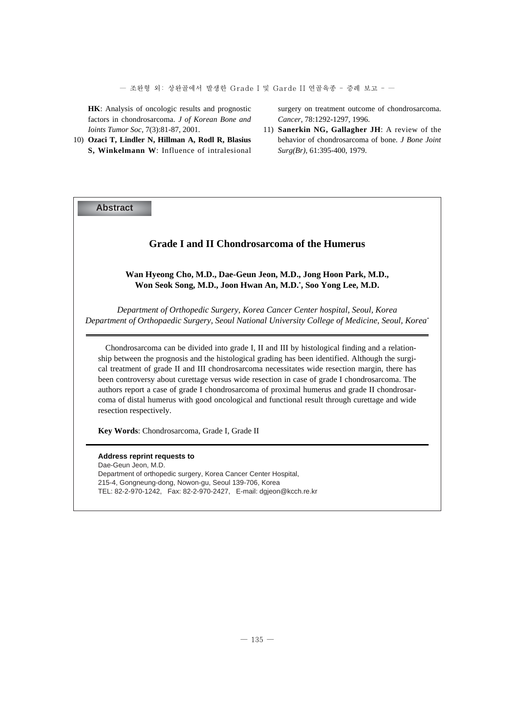HK: Analysis of oncologic results and prognostic factors in chondrosarcoma. *J of Korean Bone and Ioints Tumor Soc*, 7(3):81-87, 2001.

10) **Ozaci T, Lindler N, Hillman A, Rodl R, Blasius S, Winkelmann W**: Influence of intralesional surgery on treatment outcome of chondrosarcoma. *Cancer*, 78:1292-1297, 1996.

11) **Sanerkin NG, Gallagher JH**: A review of the behavior of chondrosarcoma of bone. *J Bone Joint Surg(Br)*, 61:395-400, 1979.

**Abstract**

## Grade I and II Chondrosarcoma of the Humerus

**Wan Hyeong Cho, M.D., Dae-Geun Jeon, M.D., Jong Hoon Park, M.D., Won Seok Song, M.D., Joon Hwan An, M.D.[*], Soo Yong Lee, M.D.**

*Department of Orthopedic Surgery, Korea Cancer Center hospital, Seoul, Korea*
*Department of Orthopaedic Surgery, Seoul National University College of Medicine, Seoul, Korea*[*]

Chondrosarcoma can be divided into grade I, II and III by histological finding and a relationship between the prognosis and the histological grading has been identified. Although the surgical treatment of grade II and III chondrosarcoma necessitates wide resection margin, there has been controversy about curettage versus wide resection in case of grade I chondrosarcoma. The authors report a case of grade I chondrosarcoma of proximal humerus and grade II chondrosarcoma of distal humerus with good oncological and functional result through curettage and wide resection respectively.

**Key Words**: Chondrosarcoma, Grade I, Grade II

**Address reprint requests to**
Dae-Geun Jeon, M.D.
Department of orthopedic surgery, Korea Cancer Center Hospital,
215-4, Gongneung-dong, Nowon-gu, Seoul 139-706, Korea
TEL: 82-2-970-1242, Fax: 82-2-970-2427, E-mail: dgjeon@kcch.re.kr